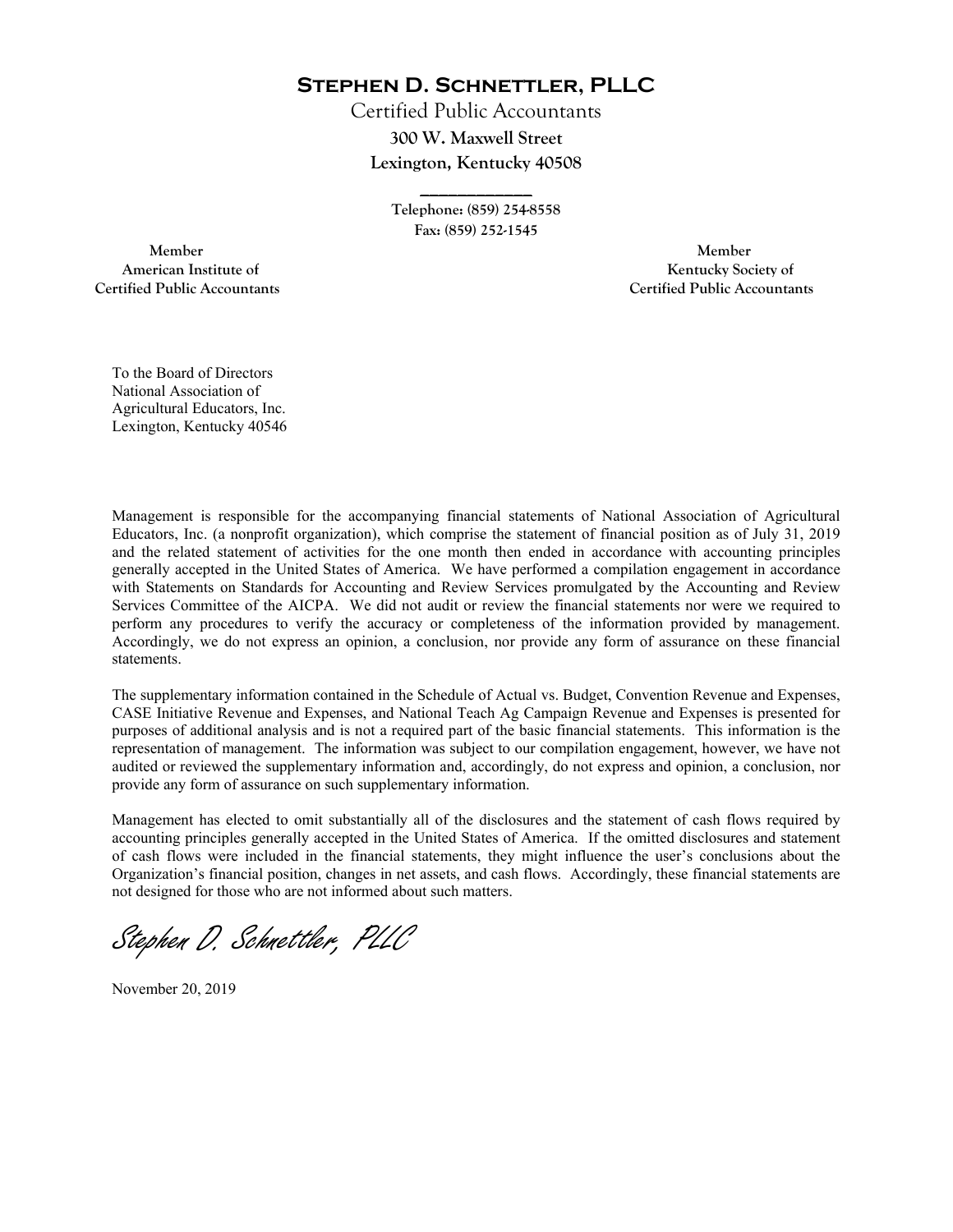# Stephen D. Schnettler, PLLC

Certified Public Accountants
**300 W. Maxwell Street**
**Lexington, Kentucky 40508**

---

**Telephone: (859) 254-8558**
**Fax: (859) 252-1545**

**Member**
**American Institute of**
**Certified Public Accountants**

**Member**
**Kentucky Society of**
**Certified Public Accountants**

To the Board of Directors
National Association of
Agricultural Educators, Inc.
Lexington, Kentucky 40546

Management is responsible for the accompanying financial statements of National Association of Agricultural Educators, Inc. (a nonprofit organization), which comprise the statement of financial position as of July 31, 2019 and the related statement of activities for the one month then ended in accordance with accounting principles generally accepted in the United States of America. We have performed a compilation engagement in accordance with Statements on Standards for Accounting and Review Services promulgated by the Accounting and Review Services Committee of the AICPA. We did not audit or review the financial statements nor were we required to perform any procedures to verify the accuracy or completeness of the information provided by management. Accordingly, we do not express an opinion, a conclusion, nor provide any form of assurance on these financial statements.

The supplementary information contained in the Schedule of Actual vs. Budget, Convention Revenue and Expenses, CASE Initiative Revenue and Expenses, and National Teach Ag Campaign Revenue and Expenses is presented for purposes of additional analysis and is not a required part of the basic financial statements. This information is the representation of management. The information was subject to our compilation engagement, however, we have not audited or reviewed the supplementary information and, accordingly, do not express and opinion, a conclusion, nor provide any form of assurance on such supplementary information.

Management has elected to omit substantially all of the disclosures and the statement of cash flows required by accounting principles generally accepted in the United States of America. If the omitted disclosures and statement of cash flows were included in the financial statements, they might influence the user's conclusions about the Organization's financial position, changes in net assets, and cash flows. Accordingly, these financial statements are not designed for those who are not informed about such matters.

*Stephen D. Schnettler, PLLC*

November 20, 2019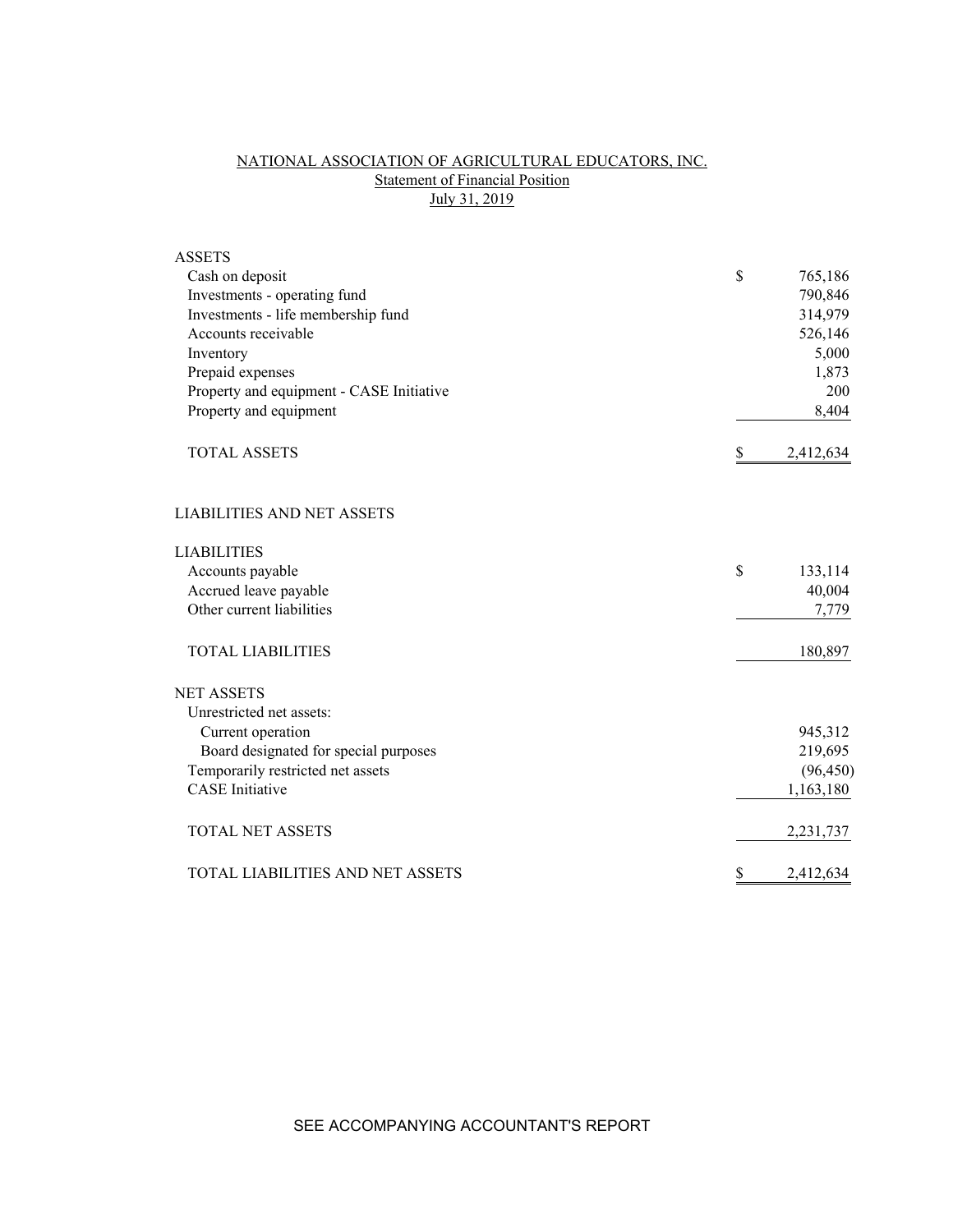# NATIONAL ASSOCIATION OF AGRICULTURAL EDUCATORS, INC.

## Statement of Financial Position

### July 31, 2019

| | | |
|---|---|---|
| **ASSETS** | | |
| Cash on deposit | $ | 765,186 |
| Investments - operating fund | | 790,846 |
| Investments - life membership fund | | 314,979 |
| Accounts receivable | | 526,146 |
| Inventory | | 5,000 |
| Prepaid expenses | | 1,873 |
| Property and equipment - CASE Initiative | | 200 |
| Property and equipment | | 8,404 |
| TOTAL ASSETS | $ | 2,412,634 |
| | | |
| **LIABILITIES AND NET ASSETS** | | |
| | | |
| **LIABILITIES** | | |
| Accounts payable | $ | 133,114 |
| Accrued leave payable | | 40,004 |
| Other current liabilities | | 7,779 |
| TOTAL LIABILITIES | | 180,897 |
| | | |
| **NET ASSETS** | | |
| Unrestricted net assets: | | |
| Current operation | | 945,312 |
| Board designated for special purposes | | 219,695 |
| Temporarily restricted net assets | | (96,450) |
| CASE Initiative | | 1,163,180 |
| TOTAL NET ASSETS | | 2,231,737 |
| | | |
| TOTAL LIABILITIES AND NET ASSETS | $ | 2,412,634 |

SEE ACCOMPANYING ACCOUNTANT'S REPORT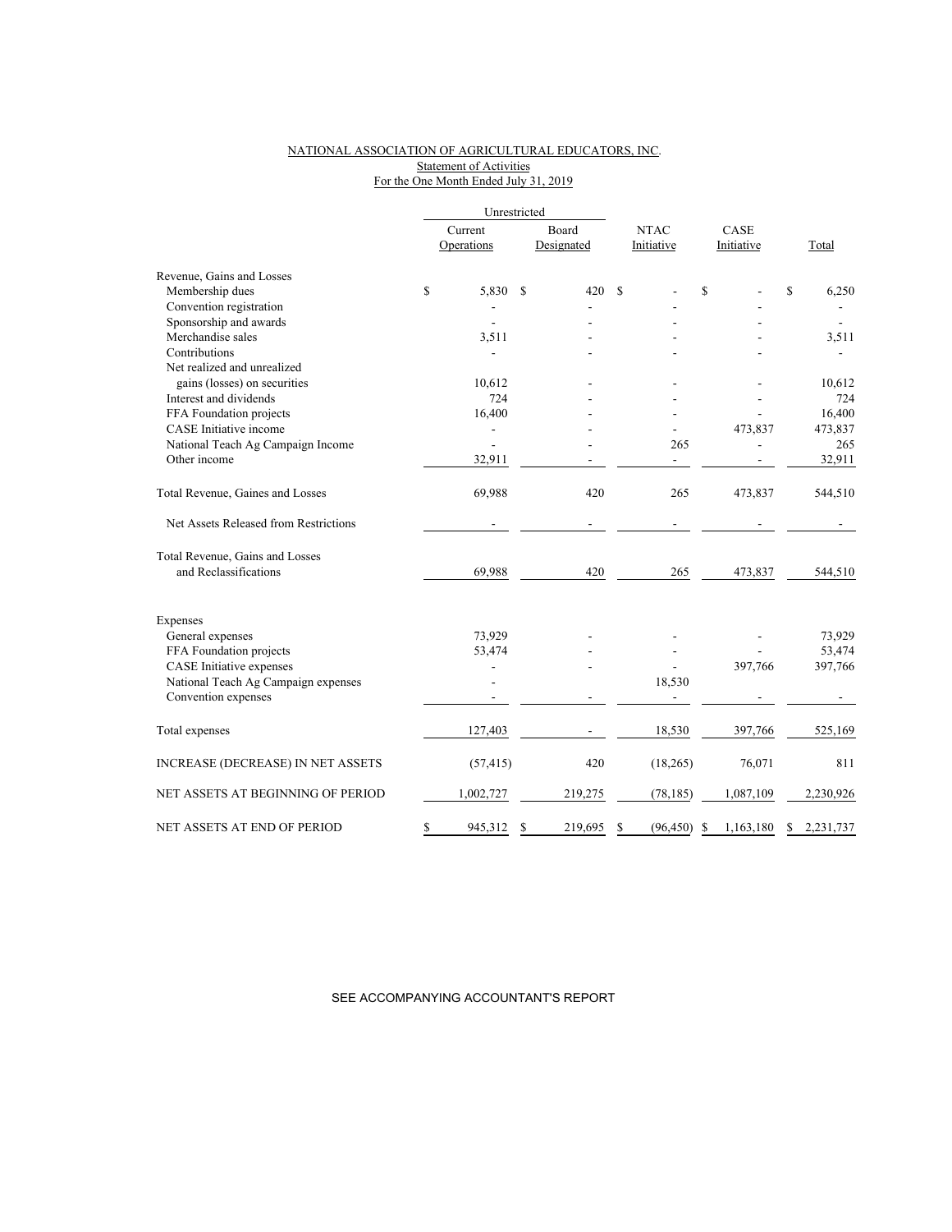NATIONAL ASSOCIATION OF AGRICULTURAL EDUCATORS, INC.
Statement of Activities
For the One Month Ended July 31, 2019

| | Unrestricted | | | | |
|---|---|---|---|---|---|
| | Current Operations | Board Designated | NTAC Initiative | CASE Initiative | Total |
| Revenue, Gains and Losses | | | | | |
| Membership dues | $ 5,830 | $ 420 | $ - | $ - | $ 6,250 |
| Convention registration | - | - | - | - | - |
| Sponsorship and awards | - | - | - | - | - |
| Merchandise sales | 3,511 | - | - | - | 3,511 |
| Contributions | - | - | - | - | - |
| Net realized and unrealized gains (losses) on securities | 10,612 | - | - | - | 10,612 |
| Interest and dividends | 724 | - | - | - | 724 |
| FFA Foundation projects | 16,400 | - | - | - | 16,400 |
| CASE Initiative income | - | - | - | 473,837 | 473,837 |
| National Teach Ag Campaign Income | - | - | 265 | - | 265 |
| Other income | 32,911 | - | - | - | 32,911 |
| Total Revenue, Gaines and Losses | 69,988 | 420 | 265 | 473,837 | 544,510 |
| Net Assets Released from Restrictions | - | - | - | - | - |
| Total Revenue, Gains and Losses and Reclassifications | 69,988 | 420 | 265 | 473,837 | 544,510 |
| Expenses | | | | | |
| General expenses | 73,929 | - | - | - | 73,929 |
| FFA Foundation projects | 53,474 | - | - | - | 53,474 |
| CASE Initiative expenses | - | - | - | 397,766 | 397,766 |
| National Teach Ag Campaign expenses | - | | 18,530 | | |
| Convention expenses | - | - | - | - | - |
| Total expenses | 127,403 | - | 18,530 | 397,766 | 525,169 |
| INCREASE (DECREASE) IN NET ASSETS | (57,415) | 420 | (18,265) | 76,071 | 811 |
| NET ASSETS AT BEGINNING OF PERIOD | 1,002,727 | 219,275 | (78,185) | 1,087,109 | 2,230,926 |
| NET ASSETS AT END OF PERIOD | $ 945,312 | $ 219,695 | $ (96,450) | $ 1,163,180 | $ 2,231,737 |

SEE ACCOMPANYING ACCOUNTANT'S REPORT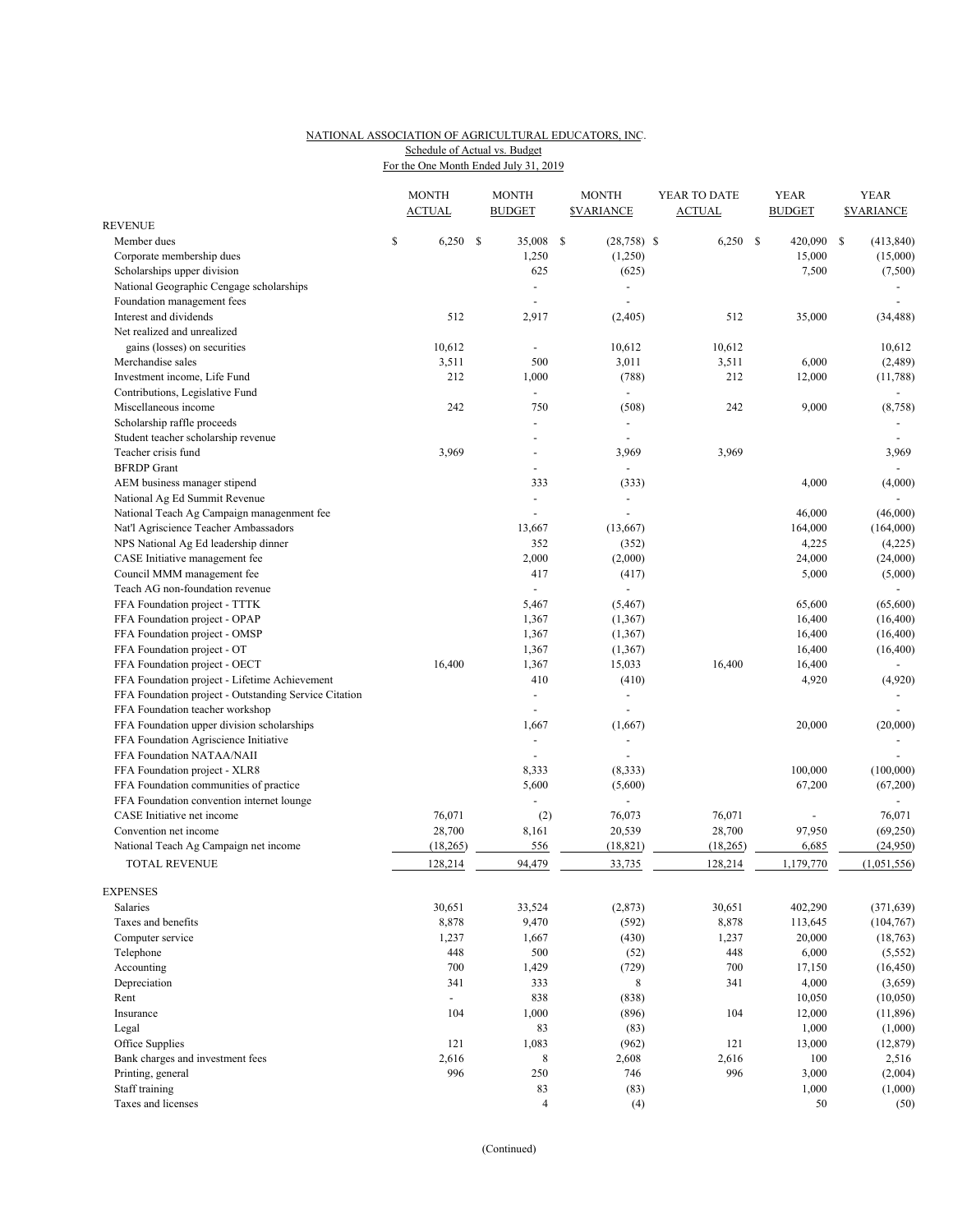NATIONAL ASSOCIATION OF AGRICULTURAL EDUCATORS, INC.
Schedule of Actual vs. Budget
For the One Month Ended July 31, 2019

| | MONTH ACTUAL | MONTH BUDGET | MONTH $VARIANCE | YEAR TO DATE ACTUAL | YEAR BUDGET | YEAR $VARIANCE |
|---|---|---|---|---|---|---|
| **REVENUE** | | | | | | |
| Member dues | $ 6,250 | $ 35,008 | $ (28,758) | $ 6,250 | $ 420,090 | $ (413,840) |
| Corporate membership dues | | 1,250 | (1,250) | | 15,000 | (15,000) |
| Scholarships upper division | | 625 | (625) | | 7,500 | (7,500) |
| National Geographic Cengage scholarships | | - | - | | | - |
| Foundation management fees | | - | - | | | - |
| Interest and dividends | 512 | 2,917 | (2,405) | 512 | 35,000 | (34,488) |
| Net realized and unrealized gains (losses) on securities | 10,612 | - | 10,612 | 10,612 | | 10,612 |
| Merchandise sales | 3,511 | 500 | 3,011 | 3,511 | 6,000 | (2,489) |
| Investment income, Life Fund | 212 | 1,000 | (788) | 212 | 12,000 | (11,788) |
| Contributions, Legislative Fund | | - | - | | | - |
| Miscellaneous income | 242 | 750 | (508) | 242 | 9,000 | (8,758) |
| Scholarship raffle proceeds | | - | - | | | - |
| Student teacher scholarship revenue | | - | - | | | - |
| Teacher crisis fund | 3,969 | - | 3,969 | 3,969 | | 3,969 |
| BFRDP Grant | | - | - | | | - |
| AEM business manager stipend | | 333 | (333) | | 4,000 | (4,000) |
| National Ag Ed Summit Revenue | | - | - | | | - |
| National Teach Ag Campaign manangement fee | | - | - | | 46,000 | (46,000) |
| Nat'l Agriscience Teacher Ambassadors | | 13,667 | (13,667) | | 164,000 | (164,000) |
| NPS National Ag Ed leadership dinner | | 352 | (352) | | 4,225 | (4,225) |
| CASE Initiative management fee | | 2,000 | (2,000) | | 24,000 | (24,000) |
| Council MMM management fee | | 417 | (417) | | 5,000 | (5,000) |
| Teach AG non-foundation revenue | | - | - | | | - |
| FFA Foundation project - TTTK | | 5,467 | (5,467) | | 65,600 | (65,600) |
| FFA Foundation project - OPAP | | 1,367 | (1,367) | | 16,400 | (16,400) |
| FFA Foundation project - OMSP | | 1,367 | (1,367) | | 16,400 | (16,400) |
| FFA Foundation project - OT | | 1,367 | (1,367) | | 16,400 | (16,400) |
| FFA Foundation project - OECT | 16,400 | 1,367 | 15,033 | 16,400 | 16,400 | - |
| FFA Foundation project - Lifetime Achievement | | 410 | (410) | | 4,920 | (4,920) |
| FFA Foundation project - Outstanding Service Citation | | - | - | | | - |
| FFA Foundation teacher workshop | | - | - | | | - |
| FFA Foundation upper division scholarships | | 1,667 | (1,667) | | 20,000 | (20,000) |
| FFA Foundation Agriscience Initiative | | - | - | | | - |
| FFA Foundation NATAA/NAII | | - | - | | | - |
| FFA Foundation project - XLR8 | | 8,333 | (8,333) | | 100,000 | (100,000) |
| FFA Foundation communities of practice | | 5,600 | (5,600) | | 67,200 | (67,200) |
| FFA Foundation convention internet lounge | | - | - | | | - |
| CASE Initiative net income | 76,071 | (2) | 76,073 | 76,071 | - | 76,071 |
| Convention net income | 28,700 | 8,161 | 20,539 | 28,700 | 97,950 | (69,250) |
| National Teach Ag Campaign net income | (18,265) | 556 | (18,821) | (18,265) | 6,685 | (24,950) |
| TOTAL REVENUE | 128,214 | 94,479 | 33,735 | 128,214 | 1,179,770 | (1,051,556) |
| **EXPENSES** | | | | | | |
| Salaries | 30,651 | 33,524 | (2,873) | 30,651 | 402,290 | (371,639) |
| Taxes and benefits | 8,878 | 9,470 | (592) | 8,878 | 113,645 | (104,767) |
| Computer service | 1,237 | 1,667 | (430) | 1,237 | 20,000 | (18,763) |
| Telephone | 448 | 500 | (52) | 448 | 6,000 | (5,552) |
| Accounting | 700 | 1,429 | (729) | 700 | 17,150 | (16,450) |
| Depreciation | 341 | 333 | 8 | 341 | 4,000 | (3,659) |
| Rent | - | 838 | (838) | | 10,050 | (10,050) |
| Insurance | 104 | 1,000 | (896) | 104 | 12,000 | (11,896) |
| Legal | | 83 | (83) | | 1,000 | (1,000) |
| Office Supplies | 121 | 1,083 | (962) | 121 | 13,000 | (12,879) |
| Bank charges and investment fees | 2,616 | 8 | 2,608 | 2,616 | 100 | 2,516 |
| Printing, general | 996 | 250 | 746 | 996 | 3,000 | (2,004) |
| Staff training | | 83 | (83) | | 1,000 | (1,000) |
| Taxes and licenses | | 4 | (4) | | 50 | (50) |

(Continued)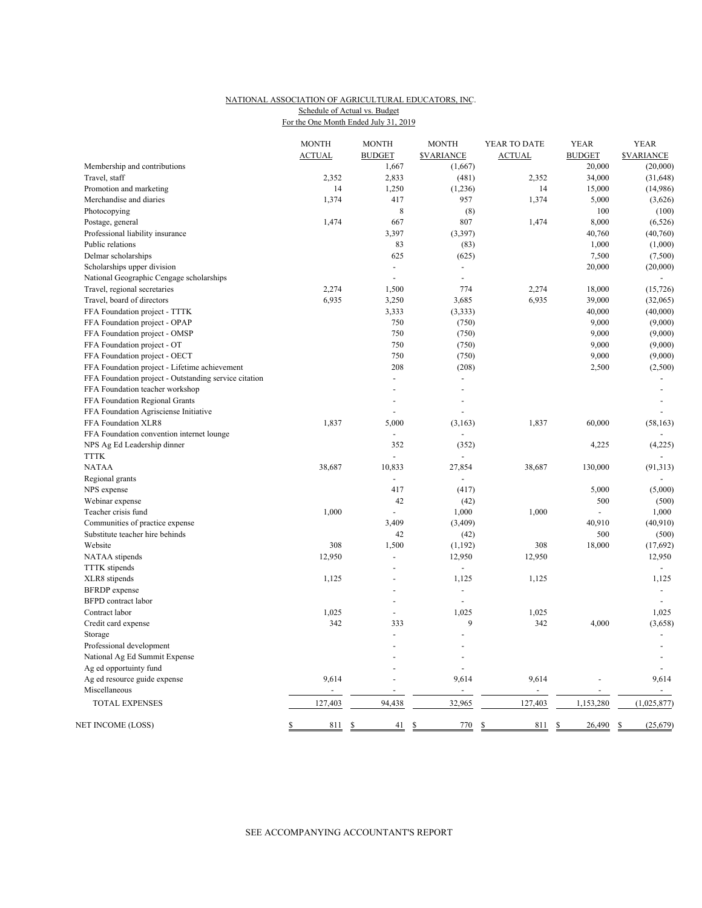NATIONAL ASSOCIATION OF AGRICULTURAL EDUCATORS, INC.
Schedule of Actual vs. Budget
For the One Month Ended July 31, 2019

| | MONTH ACTUAL | MONTH BUDGET | MONTH $VARIANCE | YEAR TO DATE ACTUAL | YEAR BUDGET | YEAR $VARIANCE |
|---|---|---|---|---|---|---|
| Membership and contributions | | 1,667 | (1,667) | | 20,000 | (20,000) |
| Travel, staff | 2,352 | 2,833 | (481) | 2,352 | 34,000 | (31,648) |
| Promotion and marketing | 14 | 1,250 | (1,236) | 14 | 15,000 | (14,986) |
| Merchandise and diaries | 1,374 | 417 | 957 | 1,374 | 5,000 | (3,626) |
| Photocopying | | 8 | (8) | | 100 | (100) |
| Postage, general | 1,474 | 667 | 807 | 1,474 | 8,000 | (6,526) |
| Professional liability insurance | | 3,397 | (3,397) | | 40,760 | (40,760) |
| Public relations | | 83 | (83) | | 1,000 | (1,000) |
| Delmar scholarships | | 625 | (625) | | 7,500 | (7,500) |
| Scholarships upper division | | - | - | | 20,000 | (20,000) |
| National Geographic Cengage scholarships | | - | - | | | - |
| Travel, regional secretaries | 2,274 | 1,500 | 774 | 2,274 | 18,000 | (15,726) |
| Travel, board of directors | 6,935 | 3,250 | 3,685 | 6,935 | 39,000 | (32,065) |
| FFA Foundation project - TTTK | | 3,333 | (3,333) | | 40,000 | (40,000) |
| FFA Foundation project - OPAP | | 750 | (750) | | 9,000 | (9,000) |
| FFA Foundation project - OMSP | | 750 | (750) | | 9,000 | (9,000) |
| FFA Foundation project - OT | | 750 | (750) | | 9,000 | (9,000) |
| FFA Foundation project - OECT | | 750 | (750) | | 9,000 | (9,000) |
| FFA Foundation project - Lifetime achievement | | 208 | (208) | | 2,500 | (2,500) |
| FFA Foundation project - Outstanding service citation | | - | - | | | - |
| FFA Foundation teacher workshop | | - | - | | | - |
| FFA Foundation Regional Grants | | - | - | | | - |
| FFA Foundation Agrisciense Initiative | | - | - | | | - |
| FFA Foundation XLR8 | 1,837 | 5,000 | (3,163) | 1,837 | 60,000 | (58,163) |
| FFA Foundation convention internet lounge | | - | - | | | - |
| NPS Ag Ed Leadership dinner | | 352 | (352) | | 4,225 | (4,225) |
| TTTK | | - | - | | | - |
| NATAA | 38,687 | 10,833 | 27,854 | 38,687 | 130,000 | (91,313) |
| Regional grants | | - | - | | | - |
| NPS expense | | 417 | (417) | | 5,000 | (5,000) |
| Webinar expense | | 42 | (42) | | 500 | (500) |
| Teacher crisis fund | 1,000 | - | 1,000 | 1,000 | - | 1,000 |
| Communities of practice expense | | 3,409 | (3,409) | | 40,910 | (40,910) |
| Substitute teacher hire behinds | | 42 | (42) | | 500 | (500) |
| Website | 308 | 1,500 | (1,192) | 308 | 18,000 | (17,692) |
| NATAA stipends | 12,950 | - | 12,950 | 12,950 | | 12,950 |
| TTTK stipends | | - | - | | | - |
| XLR8 stipends | 1,125 | - | 1,125 | 1,125 | | 1,125 |
| BFRDP expense | | - | - | | | - |
| BFPD contract labor | | - | - | | | - |
| Contract labor | 1,025 | - | 1,025 | 1,025 | | 1,025 |
| Credit card expense | 342 | 333 | 9 | 342 | 4,000 | (3,658) |
| Storage | | - | - | | | - |
| Professional development | | - | - | | | - |
| National Ag Ed Summit Expense | | - | - | | | - |
| Ag ed opportuinty fund | | - | - | | | - |
| Ag ed resource guide expense | 9,614 | - | 9,614 | 9,614 | - | 9,614 |
| Miscellaneous | - | - | - | - | - | - |
| TOTAL EXPENSES | 127,403 | 94,438 | 32,965 | 127,403 | 1,153,280 | (1,025,877) |
| NET INCOME (LOSS) | $ 811 | $ 41 | $ 770 | $ 811 | $ 26,490 | $ (25,679) |

SEE ACCOMPANYING ACCOUNTANT'S REPORT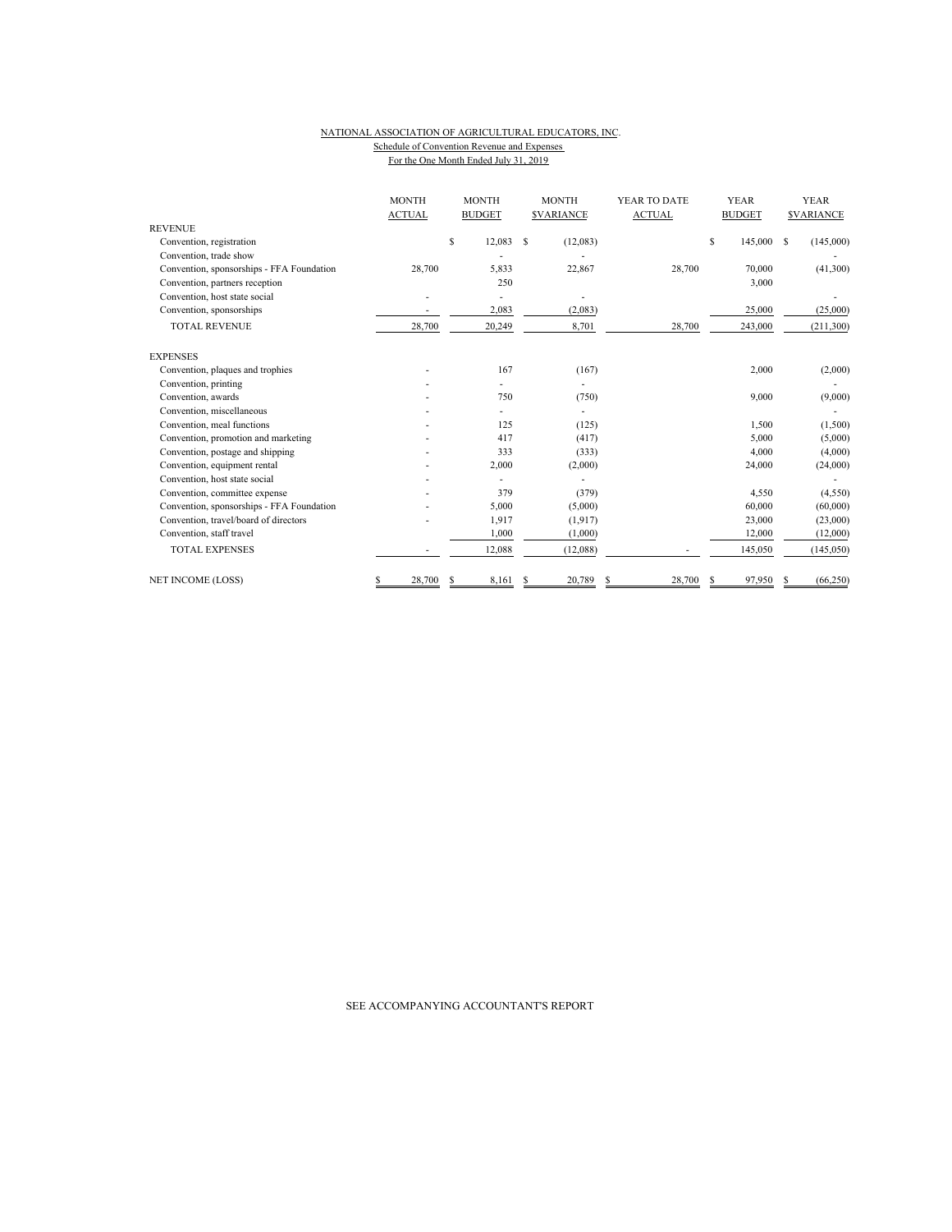NATIONAL ASSOCIATION OF AGRICULTURAL EDUCATORS, INC.

Schedule of Convention Revenue and Expenses

For the One Month Ended July 31, 2019

| | MONTH ACTUAL | MONTH BUDGET | MONTH $VARIANCE | YEAR TO DATE ACTUAL | YEAR BUDGET | YEAR $VARIANCE |
|---|---|---|---|---|---|---|
| REVENUE | | | | | | |
| Convention, registration | | $ 12,083 | $ (12,083) | | $ 145,000 | $ (145,000) |
| Convention, trade show | | - | - | | | - |
| Convention, sponsorships - FFA Foundation | 28,700 | 5,833 | 22,867 | 28,700 | 70,000 | (41,300) |
| Convention, partners reception | | 250 | | | 3,000 | |
| Convention, host state social | - | - | - | | | - |
| Convention, sponsorships | - | 2,083 | (2,083) | | 25,000 | (25,000) |
| TOTAL REVENUE | 28,700 | 20,249 | 8,701 | 28,700 | 243,000 | (211,300) |
| EXPENSES | | | | | | |
| Convention, plaques and trophies | - | 167 | (167) | | 2,000 | (2,000) |
| Convention, printing | - | - | - | | | - |
| Convention, awards | - | 750 | (750) | | 9,000 | (9,000) |
| Convention, miscellaneous | - | - | - | | | - |
| Convention, meal functions | - | 125 | (125) | | 1,500 | (1,500) |
| Convention, promotion and marketing | - | 417 | (417) | | 5,000 | (5,000) |
| Convention, postage and shipping | - | 333 | (333) | | 4,000 | (4,000) |
| Convention, equipment rental | - | 2,000 | (2,000) | | 24,000 | (24,000) |
| Convention, host state social | - | - | - | | | - |
| Convention, committee expense | - | 379 | (379) | | 4,550 | (4,550) |
| Convention, sponsorships - FFA Foundation | - | 5,000 | (5,000) | | 60,000 | (60,000) |
| Convention, travel/board of directors | - | 1,917 | (1,917) | | 23,000 | (23,000) |
| Convention, staff travel | | 1,000 | (1,000) | | 12,000 | (12,000) |
| TOTAL EXPENSES | - | 12,088 | (12,088) | - | 145,050 | (145,050) |
| NET INCOME (LOSS) | $ 28,700 | $ 8,161 | $ 20,789 | $ 28,700 | $ 97,950 | $ (66,250) |

SEE ACCOMPANYING ACCOUNTANT'S REPORT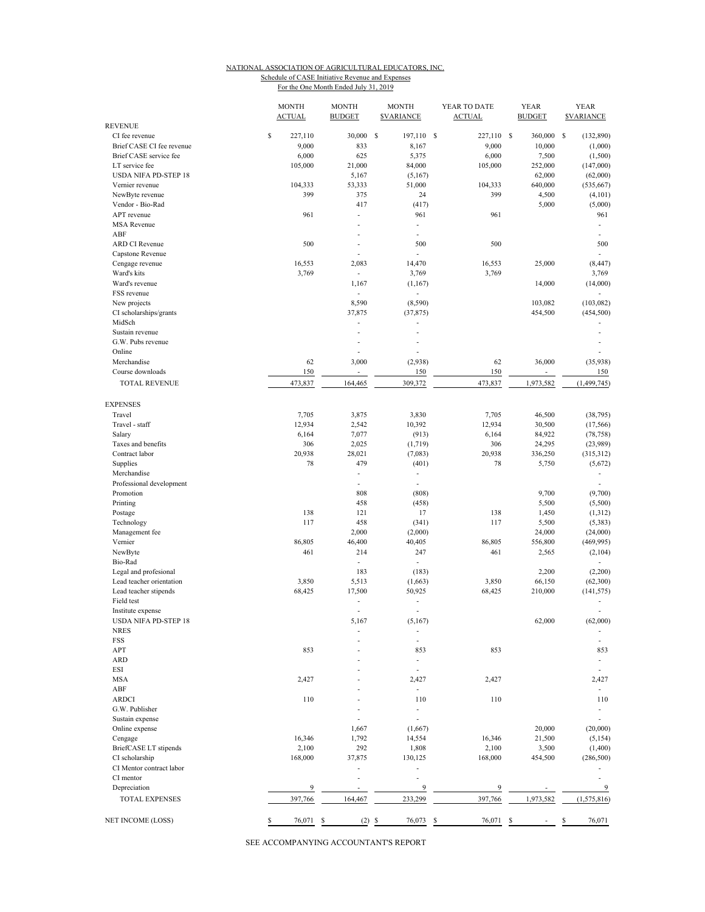NATIONAL ASSOCIATION OF AGRICULTURAL EDUCATORS, INC.

Schedule of CASE Initiative Revenue and Expenses

For the One Month Ended July 31, 2019

| | MONTH ACTUAL | MONTH BUDGET | MONTH $VARIANCE | YEAR TO DATE ACTUAL | YEAR BUDGET | YEAR $VARIANCE |
|---|---|---|---|---|---|---|
| REVENUE | | | | | | |
| CI fee revenue | $ 227,110 | 30,000 | $ 197,110 | $ 227,110 | $ 360,000 | $ (132,890) |
| Brief CASE CI fee revenue | 9,000 | 833 | 8,167 | 9,000 | 10,000 | (1,000) |
| Brief CASE service fee | 6,000 | 625 | 5,375 | 6,000 | 7,500 | (1,500) |
| LT service fee | 105,000 | 21,000 | 84,000 | 105,000 | 252,000 | (147,000) |
| USDA NIFA PD-STEP 18 | | 5,167 | (5,167) | | 62,000 | (62,000) |
| Vernier revenue | 104,333 | 53,333 | 51,000 | 104,333 | 640,000 | (535,667) |
| NewByte revenue | 399 | 375 | 24 | 399 | 4,500 | (4,101) |
| Vendor - Bio-Rad | | 417 | (417) | | 5,000 | (5,000) |
| APT revenue | 961 | - | 961 | 961 | | 961 |
| MSA Revenue | | - | - | | | - |
| ABF | | - | - | | | - |
| ARD CI Revenue | 500 | - | 500 | 500 | | 500 |
| Capstone Revenue | | - | - | | | - |
| Cengage revenue | 16,553 | 2,083 | 14,470 | 16,553 | 25,000 | (8,447) |
| Ward's kits | 3,769 | - | 3,769 | 3,769 | | 3,769 |
| Ward's revenue | | 1,167 | (1,167) | | 14,000 | (14,000) |
| FSS revenue | | - | - | | | - |
| New projects | | 8,590 | (8,590) | | 103,082 | (103,082) |
| CI scholarships/grants | | 37,875 | (37,875) | | 454,500 | (454,500) |
| MidSch | | - | - | | | - |
| Sustain revenue | | - | - | | | - |
| G.W. Pubs revenue | | - | - | | | - |
| Online | | - | - | | | - |
| Merchandise | 62 | 3,000 | (2,938) | 62 | 36,000 | (35,938) |
| Course downloads | 150 | - | 150 | 150 | - | 150 |
| TOTAL REVENUE | 473,837 | 164,465 | 309,372 | 473,837 | 1,973,582 | (1,499,745) |
| EXPENSES | | | | | | |
| Travel | 7,705 | 3,875 | 3,830 | 7,705 | 46,500 | (38,795) |
| Travel - staff | 12,934 | 2,542 | 10,392 | 12,934 | 30,500 | (17,566) |
| Salary | 6,164 | 7,077 | (913) | 6,164 | 84,922 | (78,758) |
| Taxes and benefits | 306 | 2,025 | (1,719) | 306 | 24,295 | (23,989) |
| Contract labor | 20,938 | 28,021 | (7,083) | 20,938 | 336,250 | (315,312) |
| Supplies | 78 | 479 | (401) | 78 | 5,750 | (5,672) |
| Merchandise | | - | - | | | - |
| Professional development | | - | - | | | - |
| Promotion | | 808 | (808) | | 9,700 | (9,700) |
| Printing | | 458 | (458) | | 5,500 | (5,500) |
| Postage | 138 | 121 | 17 | 138 | 1,450 | (1,312) |
| Technology | 117 | 458 | (341) | 117 | 5,500 | (5,383) |
| Management fee | | 2,000 | (2,000) | | 24,000 | (24,000) |
| Vernier | 86,805 | 46,400 | 40,405 | 86,805 | 556,800 | (469,995) |
| NewByte | 461 | 214 | 247 | 461 | 2,565 | (2,104) |
| Bio-Rad | | - | - | | | - |
| Legal and profesional | | 183 | (183) | | 2,200 | (2,200) |
| Lead teacher orientation | 3,850 | 5,513 | (1,663) | 3,850 | 66,150 | (62,300) |
| Lead teacher stipends | 68,425 | 17,500 | 50,925 | 68,425 | 210,000 | (141,575) |
| Field test | | - | - | | | - |
| Institute expense | | - | - | | | - |
| USDA NIFA PD-STEP 18 | | 5,167 | (5,167) | | 62,000 | (62,000) |
| NRES | | - | - | | | - |
| FSS | | - | - | | | - |
| APT | 853 | - | 853 | 853 | | 853 |
| ARD | | - | - | | | - |
| ESI | | - | - | | | - |
| MSA | 2,427 | - | 2,427 | 2,427 | | 2,427 |
| ABF | | - | - | | | - |
| ARDCI | 110 | - | 110 | 110 | | 110 |
| G.W. Publisher | | - | - | | | - |
| Sustain expense | | - | - | | | - |
| Online expense | | 1,667 | (1,667) | | 20,000 | (20,000) |
| Cengage | 16,346 | 1,792 | 14,554 | 16,346 | 21,500 | (5,154) |
| BriefCASE LT stipends | 2,100 | 292 | 1,808 | 2,100 | 3,500 | (1,400) |
| CI scholarship | 168,000 | 37,875 | 130,125 | 168,000 | 454,500 | (286,500) |
| CI Mentor contract labor | | - | - | | | - |
| CI mentor | | - | - | | | - |
| Depreciation | 9 | - | 9 | 9 | - | 9 |
| TOTAL EXPENSES | 397,766 | 164,467 | 233,299 | 397,766 | 1,973,582 | (1,575,816) |
| NET INCOME (LOSS) | $ 76,071 | $ (2) | $ 76,073 | $ 76,071 | $ - | $ 76,071 |

SEE ACCOMPANYING ACCOUNTANT'S REPORT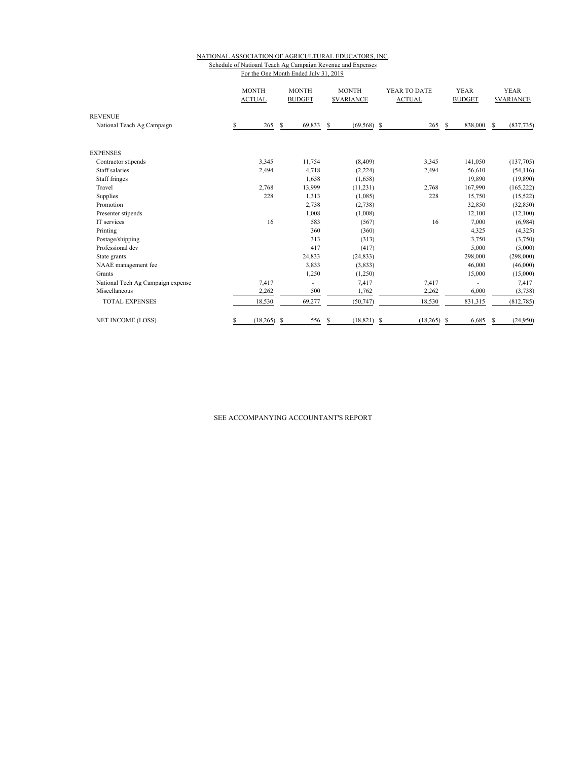NATIONAL ASSOCIATION OF AGRICULTURAL EDUCATORS, INC.

Schedule of Natioanl Teach Ag Campaign Revenue and Expenses

For the One Month Ended July 31, 2019

| | MONTH ACTUAL | MONTH BUDGET | MONTH $VARIANCE | YEAR TO DATE ACTUAL | YEAR BUDGET | YEAR $VARIANCE |
|---|---|---|---|---|---|---|
| REVENUE | | | | | | |
| National Teach Ag Campaign | $ 265 | $ 69,833 | $ (69,568) | $ 265 | $ 838,000 | $ (837,735) |
| EXPENSES | | | | | | |
| Contractor stipends | 3,345 | 11,754 | (8,409) | 3,345 | 141,050 | (137,705) |
| Staff salaries | 2,494 | 4,718 | (2,224) | 2,494 | 56,610 | (54,116) |
| Staff fringes | | 1,658 | (1,658) | | 19,890 | (19,890) |
| Travel | 2,768 | 13,999 | (11,231) | 2,768 | 167,990 | (165,222) |
| Supplies | 228 | 1,313 | (1,085) | 228 | 15,750 | (15,522) |
| Promotion | | 2,738 | (2,738) | | 32,850 | (32,850) |
| Presenter stipends | | 1,008 | (1,008) | | 12,100 | (12,100) |
| IT services | 16 | 583 | (567) | 16 | 7,000 | (6,984) |
| Printing | | 360 | (360) | | 4,325 | (4,325) |
| Postage/shipping | | 313 | (313) | | 3,750 | (3,750) |
| Professional dev | | 417 | (417) | | 5,000 | (5,000) |
| State grants | | 24,833 | (24,833) | | 298,000 | (298,000) |
| NAAE management fee | | 3,833 | (3,833) | | 46,000 | (46,000) |
| Grants | | 1,250 | (1,250) | | 15,000 | (15,000) |
| National Tech Ag Campaign expense | 7,417 | - | 7,417 | 7,417 | - | 7,417 |
| Miscellaneous | 2,262 | 500 | 1,762 | 2,262 | 6,000 | (3,738) |
| TOTAL EXPENSES | 18,530 | 69,277 | (50,747) | 18,530 | 831,315 | (812,785) |
| NET INCOME (LOSS) | $ (18,265) | $ 556 | $ (18,821) | $ (18,265) | $ 6,685 | $ (24,950) |

SEE ACCOMPANYING ACCOUNTANT'S REPORT